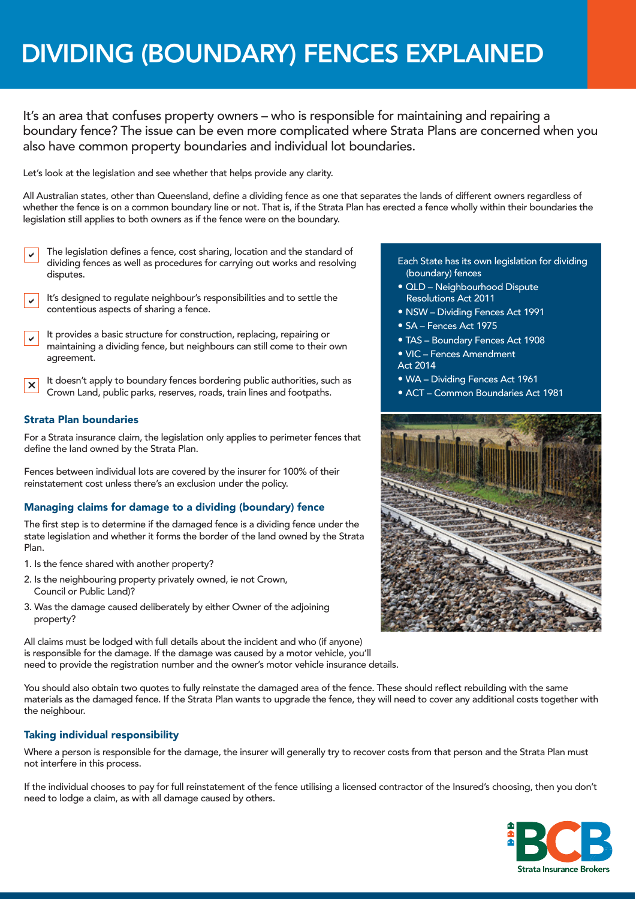# DIVIDING (BOUNDARY) FENCES EXPLAINED

It's an area that confuses property owners – who is responsible for maintaining and repairing a boundary fence? The issue can be even more complicated where Strata Plans are concerned when you also have common property boundaries and individual lot boundaries.

Let's look at the legislation and see whether that helps provide any clarity.

All Australian states, other than Queensland, define a dividing fence as one that separates the lands of different owners regardless of whether the fence is on a common boundary line or not. That is, if the Strata Plan has erected a fence wholly within their boundaries the legislation still applies to both owners as if the fence were on the boundary.

- ✔ The legislation defines a fence, cost sharing, location and the standard of dividing fences as well as procedures for carrying out works and resolving disputes.
- ✔ It's designed to regulate neighbour's responsibilities and to settle the contentious aspects of sharing a fence.
- ✔ It provides a basic structure for construction, replacing, repairing or maintaining a dividing fence, but neighbours can still come to their own agreement.
- ✘ It doesn't apply to boundary fences bordering public authorities, such as Crown Land, public parks, reserves, roads, train lines and footpaths.

Each State has its own legislation for dividing (boundary) fences

- QLD – Neighbourhood Dispute Resolutions Act 2011
- NSW – Dividing Fences Act 1991
- SA – Fences Act 1975
- TAS – Boundary Fences Act 1908
- VIC – Fences Amendment Act 2014
- WA – Dividing Fences Act 1961
- ACT – Common Boundaries Act 1981

### Strata Plan boundaries

For a Strata insurance claim, the legislation only applies to perimeter fences that define the land owned by the Strata Plan.

Fences between individual lots are covered by the insurer for 100% of their reinstatement cost unless there's an exclusion under the policy.

### Managing claims for damage to a dividing (boundary) fence

The first step is to determine if the damaged fence is a dividing fence under the state legislation and whether it forms the border of the land owned by the Strata Plan.

1. Is the fence shared with another property?
2. Is the neighbouring property privately owned, ie not Crown, Council or Public Land)?
3. Was the damage caused deliberately by either Owner of the adjoining property?

All claims must be lodged with full details about the incident and who (if anyone) is responsible for the damage. If the damage was caused by a motor vehicle, you'll need to provide the registration number and the owner's motor vehicle insurance details.

You should also obtain two quotes to fully reinstate the damaged area of the fence. These should reflect rebuilding with the same materials as the damaged fence. If the Strata Plan wants to upgrade the fence, they will need to cover any additional costs together with the neighbour.

### Taking individual responsibility

Where a person is responsible for the damage, the insurer will generally try to recover costs from that person and the Strata Plan must not interfere in this process.

If the individual chooses to pay for full reinstatement of the fence utilising a licensed contractor of the Insured's choosing, then you don't need to lodge a claim, as with all damage caused by others.

BCB Strata Insurance Brokers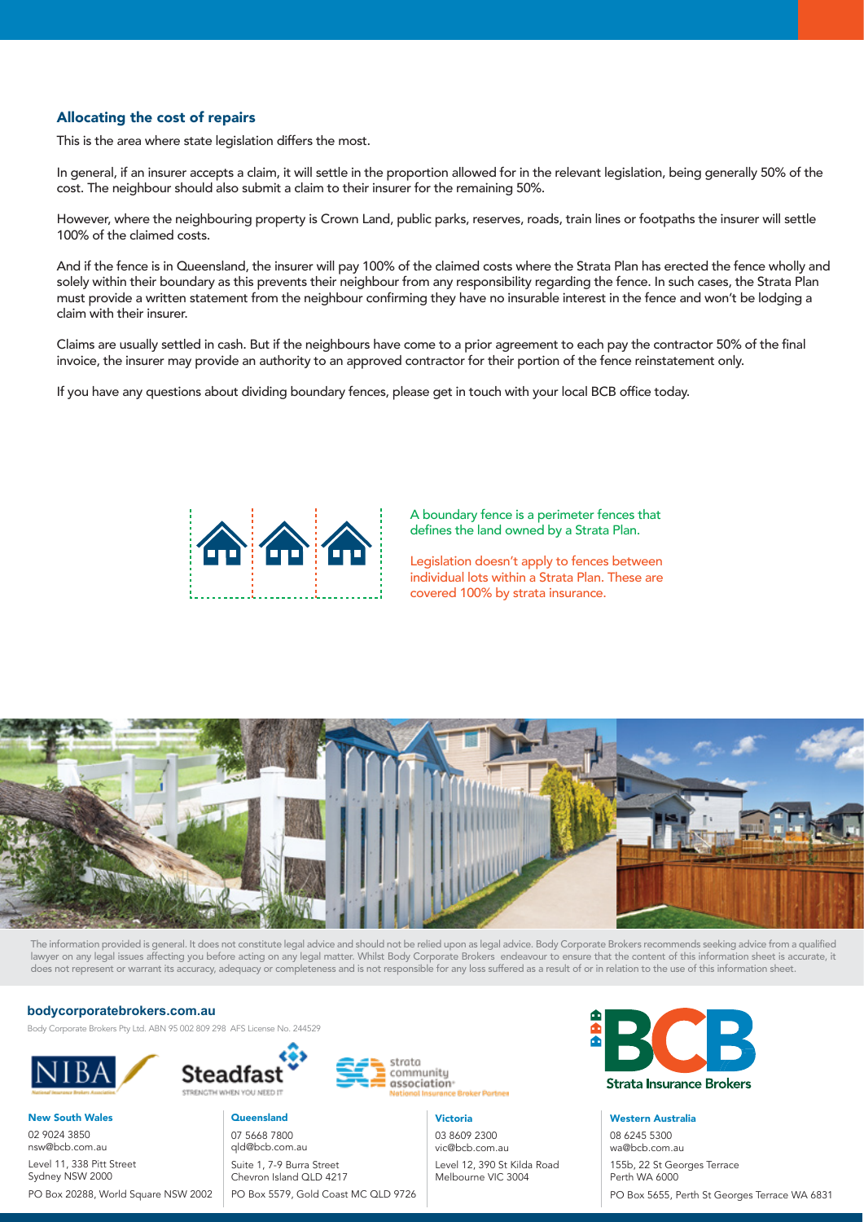### Allocating the cost of repairs

This is the area where state legislation differs the most.

In general, if an insurer accepts a claim, it will settle in the proportion allowed for in the relevant legislation, being generally 50% of the cost. The neighbour should also submit a claim to their insurer for the remaining 50%.

However, where the neighbouring property is Crown Land, public parks, reserves, roads, train lines or footpaths the insurer will settle 100% of the claimed costs.

And if the fence is in Queensland, the insurer will pay 100% of the claimed costs where the Strata Plan has erected the fence wholly and solely within their boundary as this prevents their neighbour from any responsibility regarding the fence. In such cases, the Strata Plan must provide a written statement from the neighbour confirming they have no insurable interest in the fence and won't be lodging a claim with their insurer.

Claims are usually settled in cash. But if the neighbours have come to a prior agreement to each pay the contractor 50% of the final invoice, the insurer may provide an authority to an approved contractor for their portion of the fence reinstatement only.

If you have any questions about dividing boundary fences, please get in touch with your local BCB office today.

A boundary fence is a perimeter fences that defines the land owned by a Strata Plan.

Legislation doesn't apply to fences between individual lots within a Strata Plan. These are covered 100% by strata insurance.

The information provided is general. It does not constitute legal advice and should not be relied upon as legal advice. Body Corporate Brokers recommends seeking advice from a qualified lawyer on any legal issues affecting you before acting on any legal matter. Whilst Body Corporate Brokers endeavour to ensure that the content of this information sheet is accurate, it does not represent or warrant its accuracy, adequacy or completeness and is not responsible for any loss suffered as a result of or in relation to the use of this information sheet.

**bodycorporatebrokers.com.au**

Body Corporate Brokers Pty Ltd. ABN 95 002 809 298 AFS License No. 244529

BCB Strata Insurance Brokers

**New South Wales**
02 9024 3850
nsw@bcb.com.au
Level 11, 338 Pitt Street
Sydney NSW 2000
PO Box 20288, World Square NSW 2002

**Queensland**
07 5668 7800
qld@bcb.com.au
Suite 1, 7-9 Burra Street
Chevron Island QLD 4217
PO Box 5579, Gold Coast MC QLD 9726

**Victoria**
03 8609 2300
vic@bcb.com.au
Level 12, 390 St Kilda Road
Melbourne VIC 3004

**Western Australia**
08 6245 5300
wa@bcb.com.au
155b, 22 St Georges Terrace
Perth WA 6000
PO Box 5655, Perth St Georges Terrace WA 6831